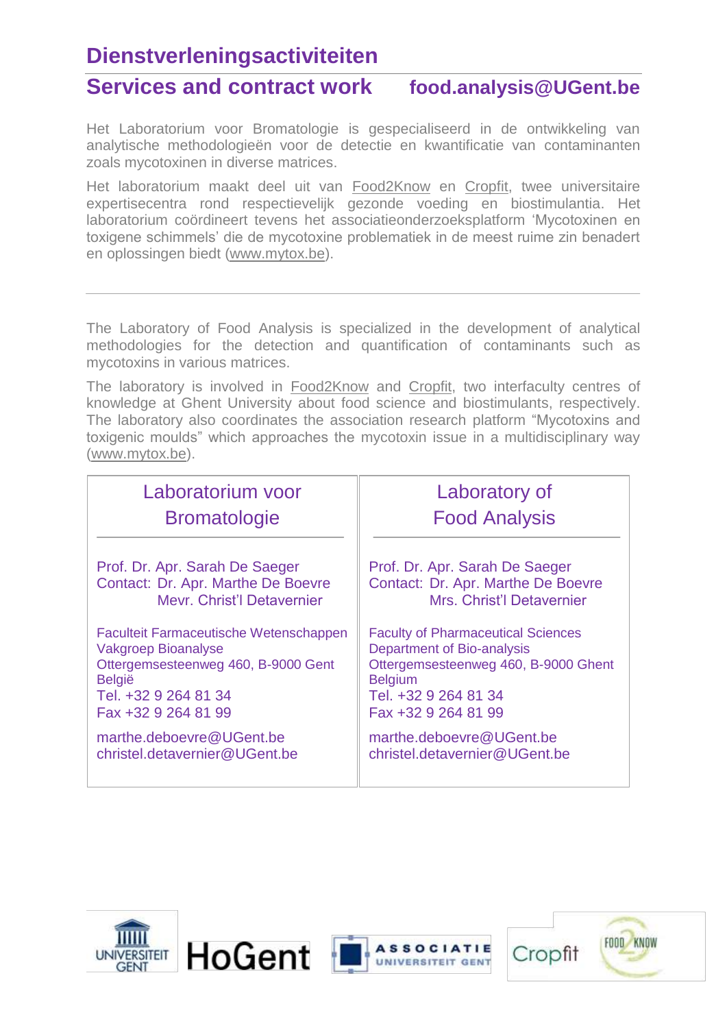# Dienstverleningsactiviteiten

## Services and contract work food.analysis@UGent.be

Het Laboratorium voor Bromatologie is gespecialiseerd in de ontwikkeling van analytische methodologieën voor de detectie en kwantificatie van contaminanten zoals mycotoxinen in diverse matrices.

Het laboratorium maakt deel uit van Food2Know en Cropfit, twee universitaire expertisecentra rond respectievelijk gezonde voeding en biostimulantia. Het laboratorium coördineert tevens het associatieonderzoeksplatform 'Mycotoxinen en toxigene schimmels' die de mycotoxine problematiek in de meest ruime zin benadert en oplossingen biedt (www.mytox.be).

---

The Laboratory of Food Analysis is specialized in the development of analytical methodologies for the detection and quantification of contaminants such as mycotoxins in various matrices.

The laboratory is involved in Food2Know and Cropfit, two interfaculty centres of knowledge at Ghent University about food science and biostimulants, respectively. The laboratory also coordinates the association research platform "Mycotoxins and toxigenic moulds" which approaches the mycotoxin issue in a multidisciplinary way (www.mytox.be).

| Laboratorium voor Bromatologie | Laboratory of Food Analysis |
|---|---|
| Prof. Dr. Apr. Sarah De Saeger<br>Contact: Dr. Apr. Marthe De Boevre<br>Mevr. Christ'l Detavernier | Prof. Dr. Apr. Sarah De Saeger<br>Contact: Dr. Apr. Marthe De Boevre<br>Mrs. Christ'l Detavernier |
| Faculteit Farmaceutische Wetenschappen<br>Vakgroep Bioanalyse<br>Ottergemsesteenweg 460, B-9000 Gent<br>België<br>Tel. +32 9 264 81 34<br>Fax +32 9 264 81 99 | Faculty of Pharmaceutical Sciences<br>Department of Bio-analysis<br>Ottergemsesteenweg 460, B-9000 Ghent<br>Belgium<br>Tel. +32 9 264 81 34<br>Fax +32 9 264 81 99 |
| marthe.deboevre@UGent.be<br>christel.detavernier@UGent.be | marthe.deboevre@UGent.be<br>christel.detavernier@UGent.be |

UNIVERSITEIT GENT · HoGent · ASSOCIATIE UNIVERSITEIT GENT · Cropfit · FOOD 2 KNOW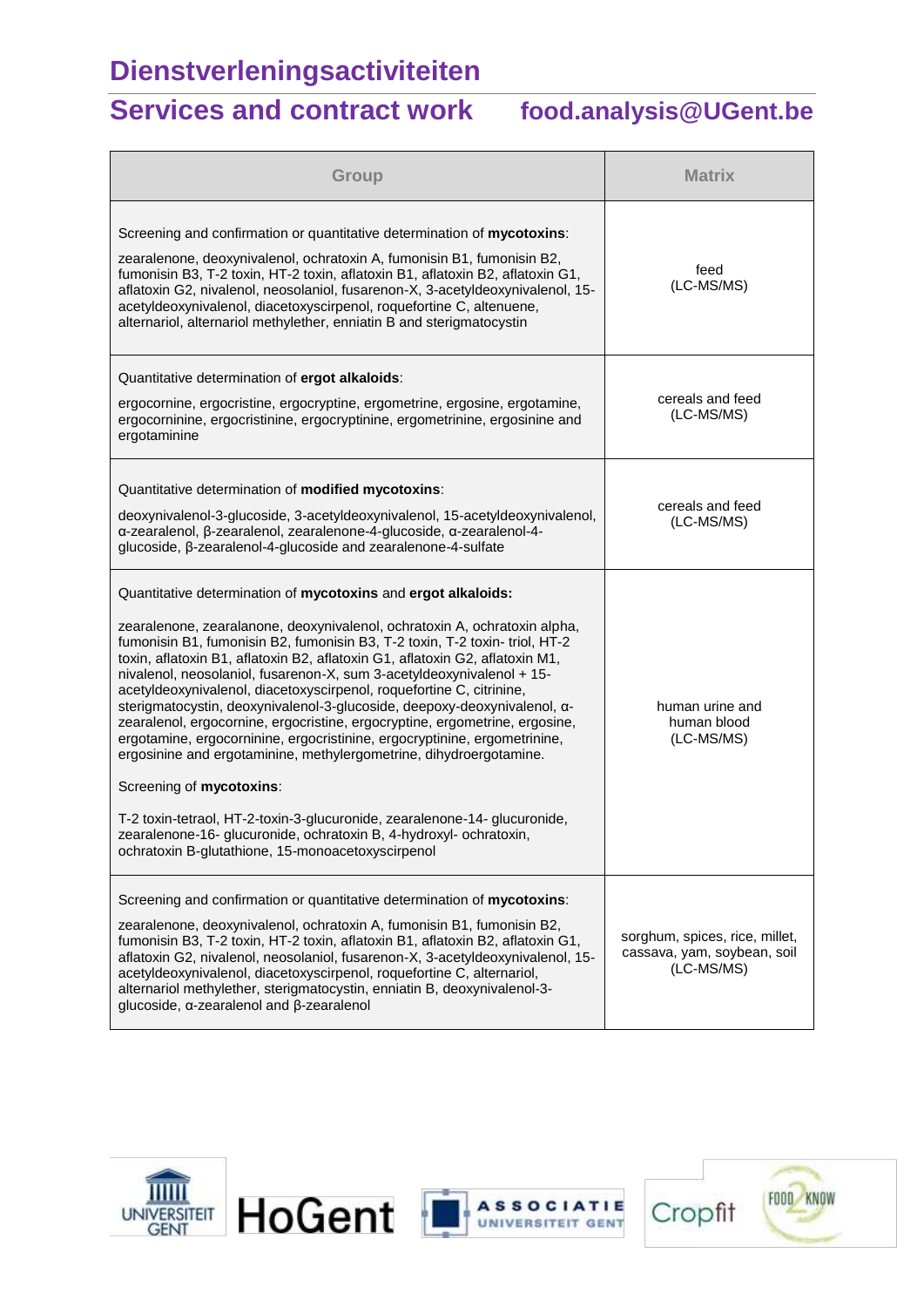# Dienstverleningsactiviteiten

## Services and contract work food.analysis@UGent.be

| Group | Matrix |
|---|---|
| Screening and confirmation or quantitative determination of **mycotoxins**:<br><br>zearalenone, deoxynivalenol, ochratoxin A, fumonisin B1, fumonisin B2, fumonisin B3, T-2 toxin, HT-2 toxin, aflatoxin B1, aflatoxin B2, aflatoxin G1, aflatoxin G2, nivalenol, neosolaniol, fusarenon-X, 3-acetyldeoxynivalenol, 15-acetyldeoxynivalenol, diacetoxyscirpenol, roquefortine C, altenuene, alternariol, alternariol methylether, enniatin B and sterigmatocystin | feed<br>(LC-MS/MS) |
| Quantitative determination of **ergot alkaloids**:<br><br>ergocornine, ergocristine, ergocryptine, ergometrine, ergosine, ergotamine, ergocorninine, ergocristinine, ergocryptinine, ergometrinine, ergosinine and ergotaminine | cereals and feed<br>(LC-MS/MS) |
| Quantitative determination of **modified mycotoxins**:<br><br>deoxynivalenol-3-glucoside, 3-acetyldeoxynivalenol, 15-acetyldeoxynivalenol, α-zearalenol, β-zearalenol, zearalenone-4-glucoside, α-zearalenol-4-glucoside, β-zearalenol-4-glucoside and zearalenone-4-sulfate | cereals and feed<br>(LC-MS/MS) |
| Quantitative determination of **mycotoxins** and **ergot alkaloids:**<br><br>zearalenone, zearalanone, deoxynivalenol, ochratoxin A, ochratoxin alpha, fumonisin B1, fumonisin B2, fumonisin B3, T-2 toxin, T-2 toxin- triol, HT-2 toxin, aflatoxin B1, aflatoxin B2, aflatoxin G1, aflatoxin G2, aflatoxin M1, nivalenol, neosolaniol, fusarenon-X, sum 3-acetyldeoxynivalenol + 15-acetyldeoxynivalenol, diacetoxyscirpenol, roquefortine C, citrinine, sterigmatocystin, deoxynivalenol-3-glucoside, deepoxy-deoxynivalenol, α-zearalenol, ergocornine, ergocristine, ergocryptine, ergometrine, ergosine, ergotamine, ergocorninine, ergocristinine, ergocryptinine, ergometrinine, ergosinine and ergotaminine, methylergometrine, dihydroergotamine.<br><br>Screening of **mycotoxins**:<br><br>T-2 toxin-tetraol, HT-2-toxin-3-glucuronide, zearalenone-14- glucuronide, zearalenone-16- glucuronide, ochratoxin B, 4-hydroxyl- ochratoxin, ochratoxin B-glutathione, 15-monoacetoxyscirpenol | human urine and human blood<br>(LC-MS/MS) |
| Screening and confirmation or quantitative determination of **mycotoxins**:<br><br>zearalenone, deoxynivalenol, ochratoxin A, fumonisin B1, fumonisin B2, fumonisin B3, T-2 toxin, HT-2 toxin, aflatoxin B1, aflatoxin B2, aflatoxin G1, aflatoxin G2, nivalenol, neosolaniol, fusarenon-X, 3-acetyldeoxynivalenol, 15-acetyldeoxynivalenol, diacetoxyscirpenol, roquefortine C, alternariol, alternariol methylether, sterigmatocystin, enniatin B, deoxynivalenol-3-glucoside, α-zearalenol and β-zearalenol | sorghum, spices, rice, millet, cassava, yam, soybean, soil<br>(LC-MS/MS) |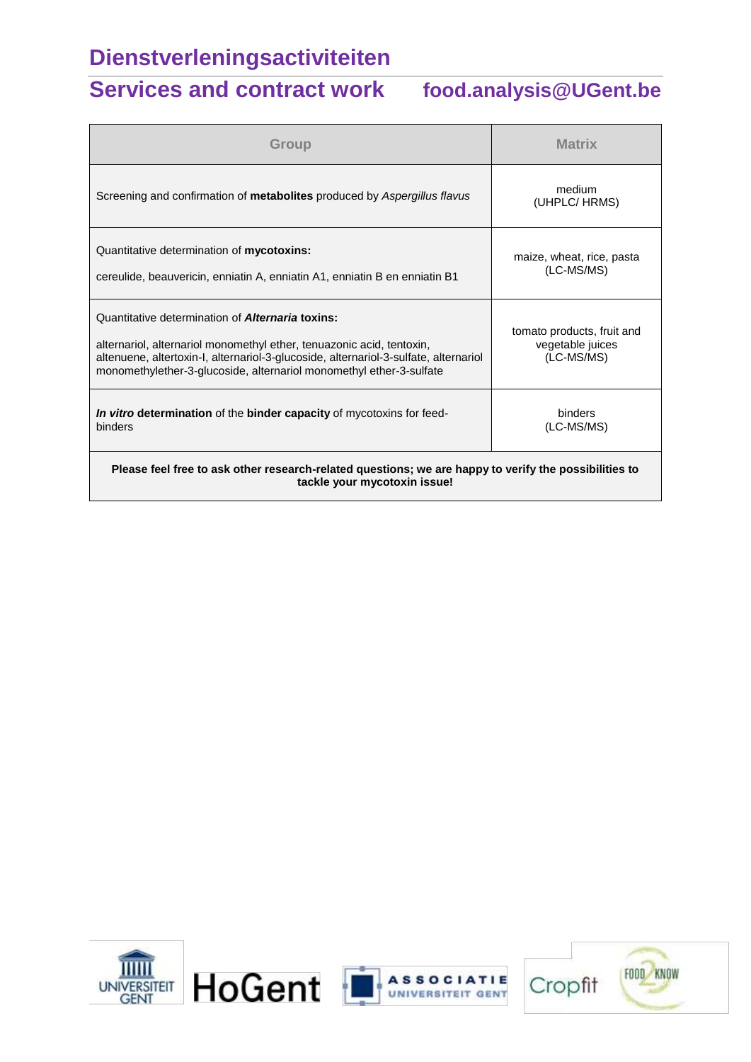# Dienstverleningsactiviteiten

## Services and contract work food.analysis@UGent.be

| Group | Matrix |
|---|---|
| Screening and confirmation of **metabolites** produced by *Aspergillus flavus* | medium (UHPLC/ HRMS) |
| Quantitative determination of **mycotoxins:** cereulide, beauvericin, enniatin A, enniatin A1, enniatin B en enniatin B1 | maize, wheat, rice, pasta (LC-MS/MS) |
| Quantitative determination of ***Alternaria* toxins:** alternariol, alternariol monomethyl ether, tenuazonic acid, tentoxin, altenuene, altertoxin-I, alternariol-3-glucoside, alternariol-3-sulfate, alternariol monomethylether-3-glucoside, alternariol monomethyl ether-3-sulfate | tomato products, fruit and vegetable juices (LC-MS/MS) |
| ***In vitro* determination** of the **binder capacity** of mycotoxins for feed-binders | binders (LC-MS/MS) |
| **Please feel free to ask other research-related questions; we are happy to verify the possibilities to tackle your mycotoxin issue!** | |

UNIVERSITEIT GENT HoGent ASSOCIATIE UNIVERSITEIT GENT Cropfit FOOD2KNOW